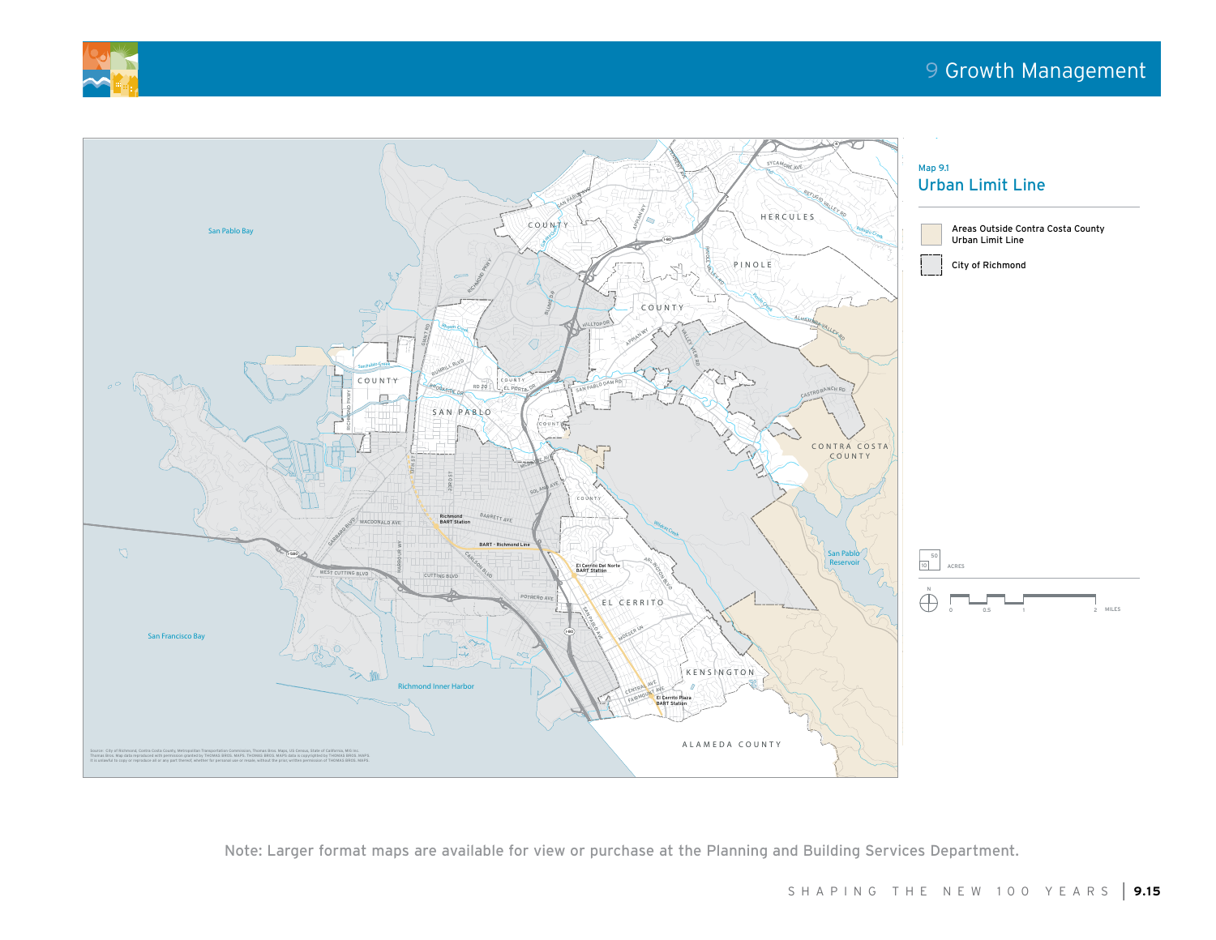Map 9.1

## Urban Limit Line

Areas Outside Contra Costa County Urban Limit Line

City of Richmond

Note: Larger format maps are available for view or purchase at the Planning and Building Services Department.